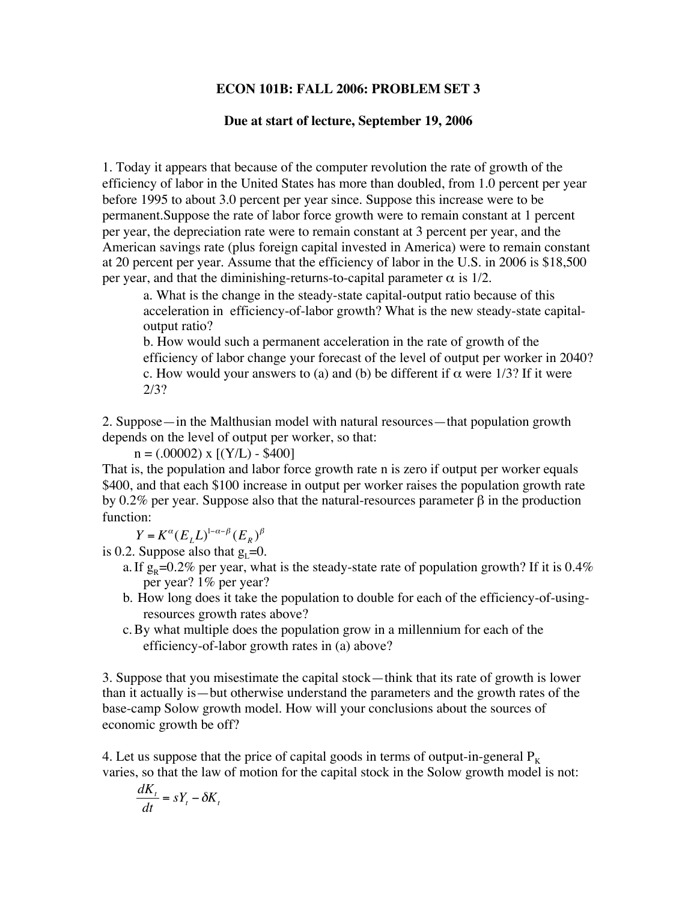# ECON 101B: FALL 2006: PROBLEM SET 3

## Due at start of lecture, September 19, 2006

1. Today it appears that because of the computer revolution the rate of growth of the efficiency of labor in the United States has more than doubled, from 1.0 percent per year before 1995 to about 3.0 percent per year since. Suppose this increase were to be permanent.Suppose the rate of labor force growth were to remain constant at 1 percent per year, the depreciation rate were to remain constant at 3 percent per year, and the American savings rate (plus foreign capital invested in America) were to remain constant at 20 percent per year. Assume that the efficiency of labor in the U.S. in 2006 is $18,500 per year, and that the diminishing-returns-to-capital parameter $\alpha$ is 1/2.

   a. What is the change in the steady-state capital-output ratio because of this acceleration in efficiency-of-labor growth? What is the new steady-state capital-output ratio?

   b. How would such a permanent acceleration in the rate of growth of the efficiency of labor change your forecast of the level of output per worker in 2040?

   c. How would your answers to (a) and (b) be different if $\alpha$ were 1/3? If it were 2/3?

2. Suppose—in the Malthusian model with natural resources—that population growth depends on the level of output per worker, so that:

   n = (.00002) x [(Y/L) - $400]

   That is, the population and labor force growth rate n is zero if output per worker equals $400, and that each $100 increase in output per worker raises the population growth rate by 0.2% per year. Suppose also that the natural-resources parameter $\beta$ in the production function:

   $$Y = K^{\alpha}(E_L L)^{1-\alpha-\beta}(E_R)^{\beta}$$

   is 0.2. Suppose also that $g_L$=0.

   a. If $g_R$=0.2% per year, what is the steady-state rate of population growth? If it is 0.4% per year? 1% per year?

   b. How long does it take the population to double for each of the efficiency-of-using-resources growth rates above?

   c. By what multiple does the population grow in a millennium for each of the efficiency-of-labor growth rates in (a) above?

3. Suppose that you misestimate the capital stock—think that its rate of growth is lower than it actually is—but otherwise understand the parameters and the growth rates of the base-camp Solow growth model. How will your conclusions about the sources of economic growth be off?

4. Let us suppose that the price of capital goods in terms of output-in-general $P_K$ varies, so that the law of motion for the capital stock in the Solow growth model is not:

$$\frac{dK_t}{dt} = sY_t - \delta K_t$$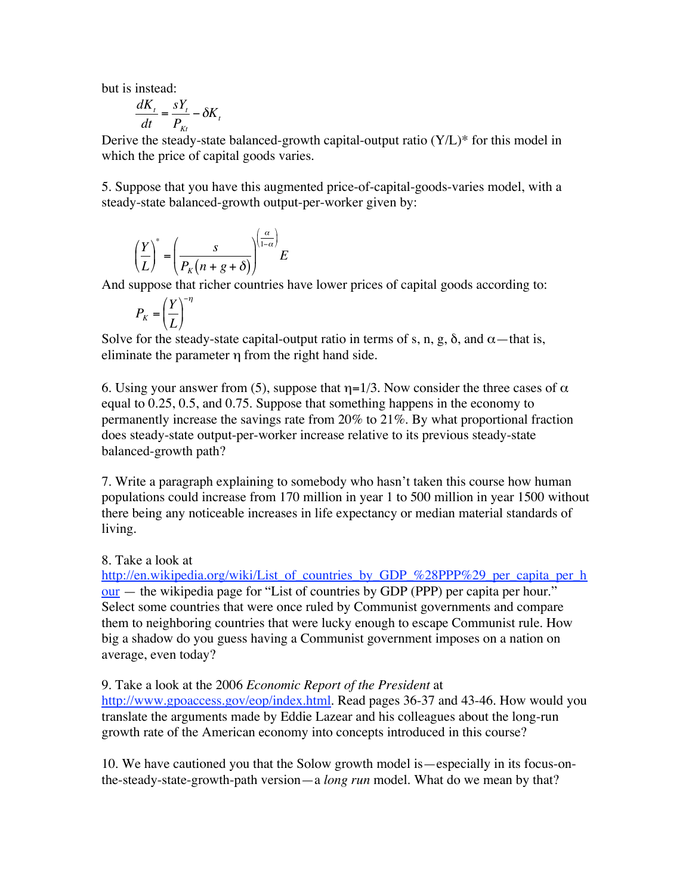but is instead:

$$\frac{dK_t}{dt} = \frac{sY_t}{P_{Kt}} - \delta K_t$$

Derive the steady-state balanced-growth capital-output ratio (Y/L)* for this model in which the price of capital goods varies.

5. Suppose that you have this augmented price-of-capital-goods-varies model, with a steady-state balanced-growth output-per-worker given by:

$$\left(\frac{Y}{L}\right)^* = \left(\frac{s}{P_K(n+g+\delta)}\right)^{\left(\frac{\alpha}{1-\alpha}\right)} E$$

And suppose that richer countries have lower prices of capital goods according to:

$$P_K = \left(\frac{Y}{L}\right)^{-\eta}$$

Solve for the steady-state capital-output ratio in terms of s, n, g, δ, and α—that is, eliminate the parameter η from the right hand side.

6. Using your answer from (5), suppose that η=1/3. Now consider the three cases of α equal to 0.25, 0.5, and 0.75. Suppose that something happens in the economy to permanently increase the savings rate from 20% to 21%. By what proportional fraction does steady-state output-per-worker increase relative to its previous steady-state balanced-growth path?

7. Write a paragraph explaining to somebody who hasn't taken this course how human populations could increase from 170 million in year 1 to 500 million in year 1500 without there being any noticeable increases in life expectancy or median material standards of living.

8. Take a look at http://en.wikipedia.org/wiki/List_of_countries_by_GDP_%28PPP%29_per_capita_per_hour — the wikipedia page for "List of countries by GDP (PPP) per capita per hour." Select some countries that were once ruled by Communist governments and compare them to neighboring countries that were lucky enough to escape Communist rule. How big a shadow do you guess having a Communist government imposes on a nation on average, even today?

9. Take a look at the 2006 *Economic Report of the President* at http://www.gpoaccess.gov/eop/index.html. Read pages 36-37 and 43-46. How would you translate the arguments made by Eddie Lazear and his colleagues about the long-run growth rate of the American economy into concepts introduced in this course?

10. We have cautioned you that the Solow growth model is—especially in its focus-on-the-steady-state-growth-path version—a *long run* model. What do we mean by that?